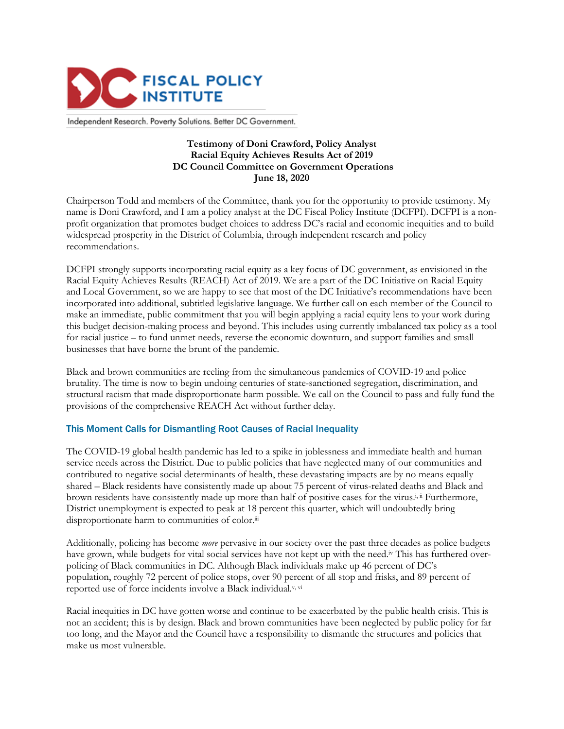**DC FISCAL POLICY INSTITUTE**

Independent Research. Poverty Solutions. Better DC Government.

**Testimony of Doni Crawford, Policy Analyst**
**Racial Equity Achieves Results Act of 2019**
**DC Council Committee on Government Operations**
**June 18, 2020**

Chairperson Todd and members of the Committee, thank you for the opportunity to provide testimony. My name is Doni Crawford, and I am a policy analyst at the DC Fiscal Policy Institute (DCFPI). DCFPI is a non-profit organization that promotes budget choices to address DC's racial and economic inequities and to build widespread prosperity in the District of Columbia, through independent research and policy recommendations.

DCFPI strongly supports incorporating racial equity as a key focus of DC government, as envisioned in the Racial Equity Achieves Results (REACH) Act of 2019. We are a part of the DC Initiative on Racial Equity and Local Government, so we are happy to see that most of the DC Initiative's recommendations have been incorporated into additional, subtitled legislative language. We further call on each member of the Council to make an immediate, public commitment that you will begin applying a racial equity lens to your work during this budget decision-making process and beyond. This includes using currently imbalanced tax policy as a tool for racial justice – to fund unmet needs, reverse the economic downturn, and support families and small businesses that have borne the brunt of the pandemic.

Black and brown communities are reeling from the simultaneous pandemics of COVID-19 and police brutality. The time is now to begin undoing centuries of state-sanctioned segregation, discrimination, and structural racism that made disproportionate harm possible. We call on the Council to pass and fully fund the provisions of the comprehensive REACH Act without further delay.

## This Moment Calls for Dismantling Root Causes of Racial Inequality

The COVID-19 global health pandemic has led to a spike in joblessness and immediate health and human service needs across the District. Due to public policies that have neglected many of our communities and contributed to negative social determinants of health, these devastating impacts are by no means equally shared – Black residents have consistently made up about 75 percent of virus-related deaths and Black and brown residents have consistently made up more than half of positive cases for the virus.[i, ii] Furthermore, District unemployment is expected to peak at 18 percent this quarter, which will undoubtedly bring disproportionate harm to communities of color.[iii]

Additionally, policing has become *more* pervasive in our society over the past three decades as police budgets have grown, while budgets for vital social services have not kept up with the need.[iv] This has furthered over-policing of Black communities in DC. Although Black individuals make up 46 percent of DC's population, roughly 72 percent of police stops, over 90 percent of all stop and frisks, and 89 percent of reported use of force incidents involve a Black individual.[v, vi]

Racial inequities in DC have gotten worse and continue to be exacerbated by the public health crisis. This is not an accident; this is by design. Black and brown communities have been neglected by public policy for far too long, and the Mayor and the Council have a responsibility to dismantle the structures and policies that make us most vulnerable.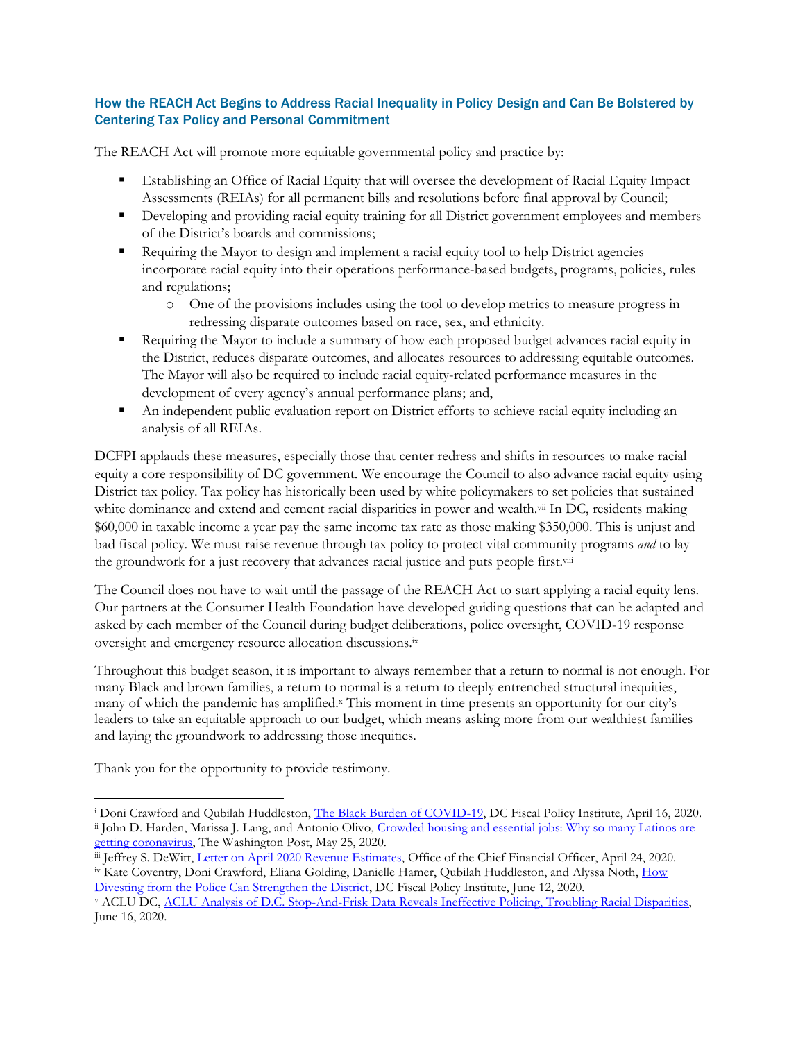## How the REACH Act Begins to Address Racial Inequality in Policy Design and Can Be Bolstered by Centering Tax Policy and Personal Commitment

The REACH Act will promote more equitable governmental policy and practice by:

- Establishing an Office of Racial Equity that will oversee the development of Racial Equity Impact Assessments (REIAs) for all permanent bills and resolutions before final approval by Council;
- Developing and providing racial equity training for all District government employees and members of the District's boards and commissions;
- Requiring the Mayor to design and implement a racial equity tool to help District agencies incorporate racial equity into their operations performance-based budgets, programs, policies, rules and regulations;
  - One of the provisions includes using the tool to develop metrics to measure progress in redressing disparate outcomes based on race, sex, and ethnicity.
- Requiring the Mayor to include a summary of how each proposed budget advances racial equity in the District, reduces disparate outcomes, and allocates resources to addressing equitable outcomes. The Mayor will also be required to include racial equity-related performance measures in the development of every agency's annual performance plans; and,
- An independent public evaluation report on District efforts to achieve racial equity including an analysis of all REIAs.

DCFPI applauds these measures, especially those that center redress and shifts in resources to make racial equity a core responsibility of DC government. We encourage the Council to also advance racial equity using District tax policy. Tax policy has historically been used by white policymakers to set policies that sustained white dominance and extend and cement racial disparities in power and wealth.[vii] In DC, residents making $60,000 in taxable income a year pay the same income tax rate as those making $350,000. This is unjust and bad fiscal policy. We must raise revenue through tax policy to protect vital community programs *and* to lay the groundwork for a just recovery that advances racial justice and puts people first.[viii]

The Council does not have to wait until the passage of the REACH Act to start applying a racial equity lens. Our partners at the Consumer Health Foundation have developed guiding questions that can be adapted and asked by each member of the Council during budget deliberations, police oversight, COVID-19 response oversight and emergency resource allocation discussions.[ix]

Throughout this budget season, it is important to always remember that a return to normal is not enough. For many Black and brown families, a return to normal is a return to deeply entrenched structural inequities, many of which the pandemic has amplified.[x] This moment in time presents an opportunity for our city's leaders to take an equitable approach to our budget, which means asking more from our wealthiest families and laying the groundwork to addressing those inequities.

Thank you for the opportunity to provide testimony.

---

[i] Doni Crawford and Qubilah Huddleston, The Black Burden of COVID-19, DC Fiscal Policy Institute, April 16, 2020.
[ii] John D. Harden, Marissa J. Lang, and Antonio Olivo, Crowded housing and essential jobs: Why so many Latinos are getting coronavirus, The Washington Post, May 25, 2020.
[iii] Jeffrey S. DeWitt, Letter on April 2020 Revenue Estimates, Office of the Chief Financial Officer, April 24, 2020.
[iv] Kate Coventry, Doni Crawford, Eliana Golding, Danielle Hamer, Qubilah Huddleston, and Alyssa Noth, How Divesting from the Police Can Strengthen the District, DC Fiscal Policy Institute, June 12, 2020.
[v] ACLU DC, ACLU Analysis of D.C. Stop-And-Frisk Data Reveals Ineffective Policing, Troubling Racial Disparities, June 16, 2020.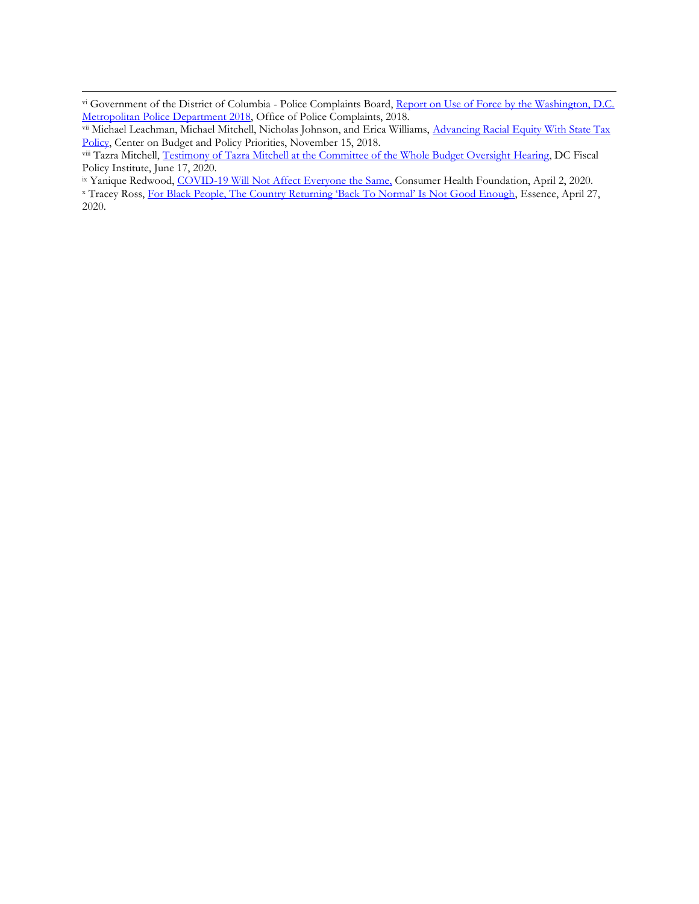---

[vi] Government of the District of Columbia - Police Complaints Board, Report on Use of Force by the Washington, D.C. Metropolitan Police Department 2018, Office of Police Complaints, 2018.

[vii] Michael Leachman, Michael Mitchell, Nicholas Johnson, and Erica Williams, Advancing Racial Equity With State Tax Policy, Center on Budget and Policy Priorities, November 15, 2018.

[viii] Tazra Mitchell, Testimony of Tazra Mitchell at the Committee of the Whole Budget Oversight Hearing, DC Fiscal Policy Institute, June 17, 2020.

[ix] Yanique Redwood, COVID-19 Will Not Affect Everyone the Same, Consumer Health Foundation, April 2, 2020.

[x] Tracey Ross, For Black People, The Country Returning 'Back To Normal' Is Not Good Enough, Essence, April 27, 2020.